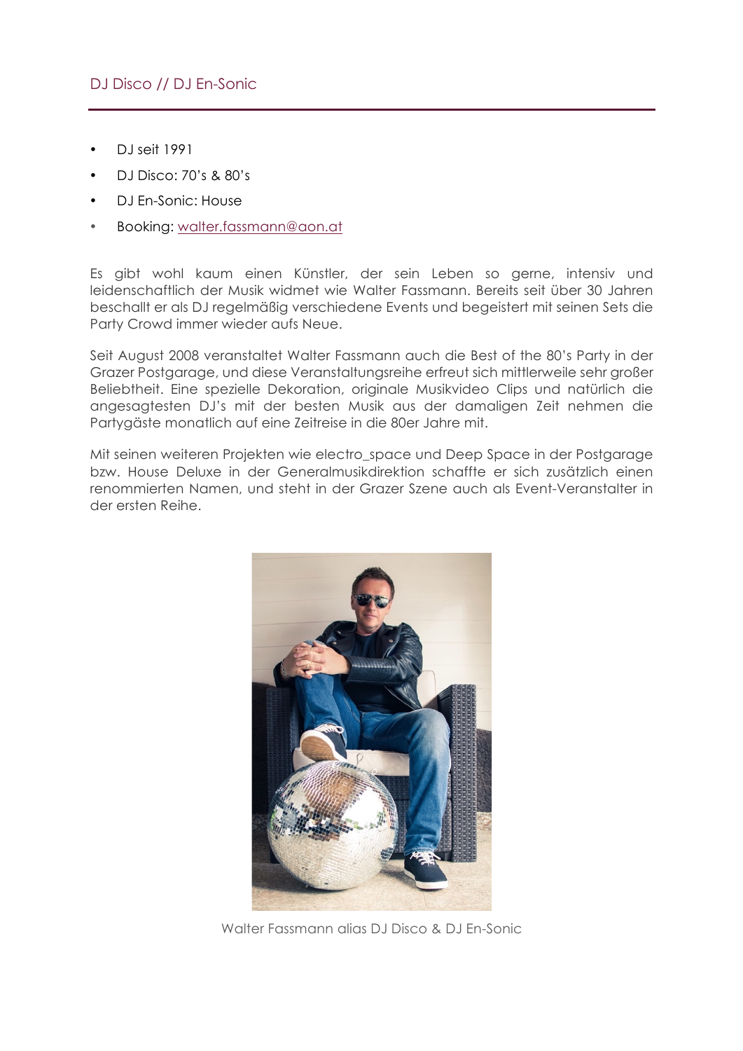## DJ Disco // DJ En-Sonic

- DJ seit 1991
- DJ Disco: 70's & 80's
- DJ En-Sonic: House
- Booking: walter.fassmann@aon.at

Es gibt wohl kaum einen Künstler, der sein Leben so gerne, intensiv und leidenschaftlich der Musik widmet wie Walter Fassmann. Bereits seit über 30 Jahren beschallt er als DJ regelmäßig verschiedene Events und begeistert mit seinen Sets die Party Crowd immer wieder aufs Neue.

Seit August 2008 veranstaltet Walter Fassmann auch die Best of the 80's Party in der Grazer Postgarage, und diese Veranstaltungsreihe erfreut sich mittlerweile sehr großer Beliebtheit. Eine spezielle Dekoration, originale Musikvideo Clips und natürlich die angesagtesten DJ's mit der besten Musik aus der damaligen Zeit nehmen die Partygäste monatlich auf eine Zeitreise in die 80er Jahre mit.

Mit seinen weiteren Projekten wie electro_space und Deep Space in der Postgarage bzw. House Deluxe in der Generalmusikdirektion schaffte er sich zusätzlich einen renommierten Namen, und steht in der Grazer Szene auch als Event-Veranstalter in der ersten Reihe.

Walter Fassmann alias DJ Disco & DJ En-Sonic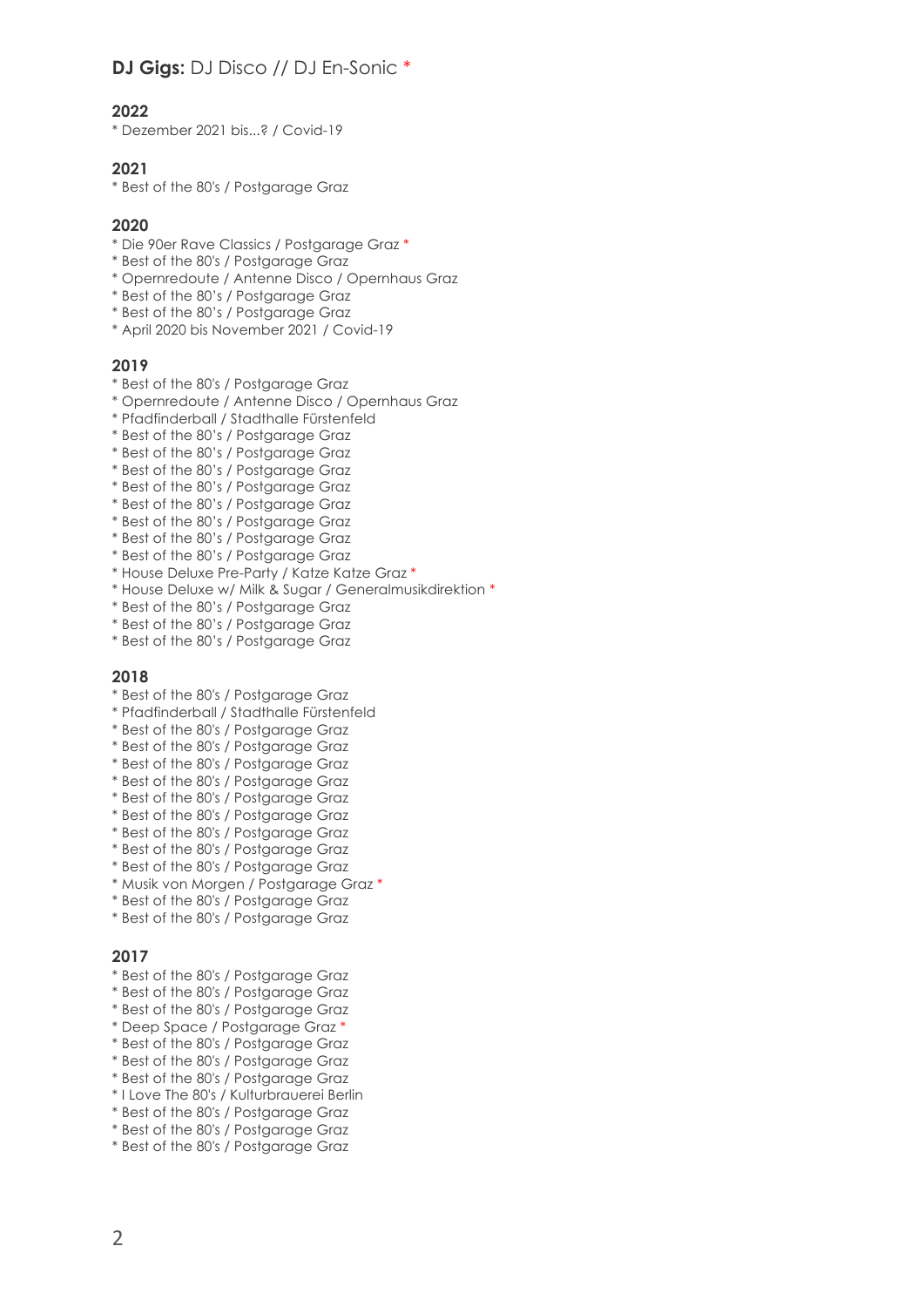**DJ Gigs:** DJ Disco // DJ En-Sonic *

**2022**

* Dezember 2021 bis...? / Covid-19

**2021**

* Best of the 80's / Postgarage Graz

**2020**

* Die 90er Rave Classics / Postgarage Graz *
* Best of the 80's / Postgarage Graz
* Opernredoute / Antenne Disco / Opernhaus Graz
* Best of the 80's / Postgarage Graz
* Best of the 80's / Postgarage Graz
* April 2020 bis November 2021 / Covid-19

**2019**

* Best of the 80's / Postgarage Graz
* Opernredoute / Antenne Disco / Opernhaus Graz
* Pfadfinderball / Stadthalle Fürstenfeld
* Best of the 80's / Postgarage Graz
* Best of the 80's / Postgarage Graz
* Best of the 80's / Postgarage Graz
* Best of the 80's / Postgarage Graz
* Best of the 80's / Postgarage Graz
* Best of the 80's / Postgarage Graz
* Best of the 80's / Postgarage Graz
* Best of the 80's / Postgarage Graz
* House Deluxe Pre-Party / Katze Katze Graz *
* House Deluxe w/ Milk & Sugar / Generalmusikdirektion *
* Best of the 80's / Postgarage Graz
* Best of the 80's / Postgarage Graz
* Best of the 80's / Postgarage Graz

**2018**

* Best of the 80's / Postgarage Graz
* Pfadfinderball / Stadthalle Fürstenfeld
* Best of the 80's / Postgarage Graz
* Best of the 80's / Postgarage Graz
* Best of the 80's / Postgarage Graz
* Best of the 80's / Postgarage Graz
* Best of the 80's / Postgarage Graz
* Best of the 80's / Postgarage Graz
* Best of the 80's / Postgarage Graz
* Best of the 80's / Postgarage Graz
* Best of the 80's / Postgarage Graz
* Musik von Morgen / Postgarage Graz *
* Best of the 80's / Postgarage Graz
* Best of the 80's / Postgarage Graz

**2017**

* Best of the 80's / Postgarage Graz
* Best of the 80's / Postgarage Graz
* Best of the 80's / Postgarage Graz
* Deep Space / Postgarage Graz *
* Best of the 80's / Postgarage Graz
* Best of the 80's / Postgarage Graz
* Best of the 80's / Postgarage Graz
* I Love The 80's / Kulturbrauerei Berlin
* Best of the 80's / Postgarage Graz
* Best of the 80's / Postgarage Graz
* Best of the 80's / Postgarage Graz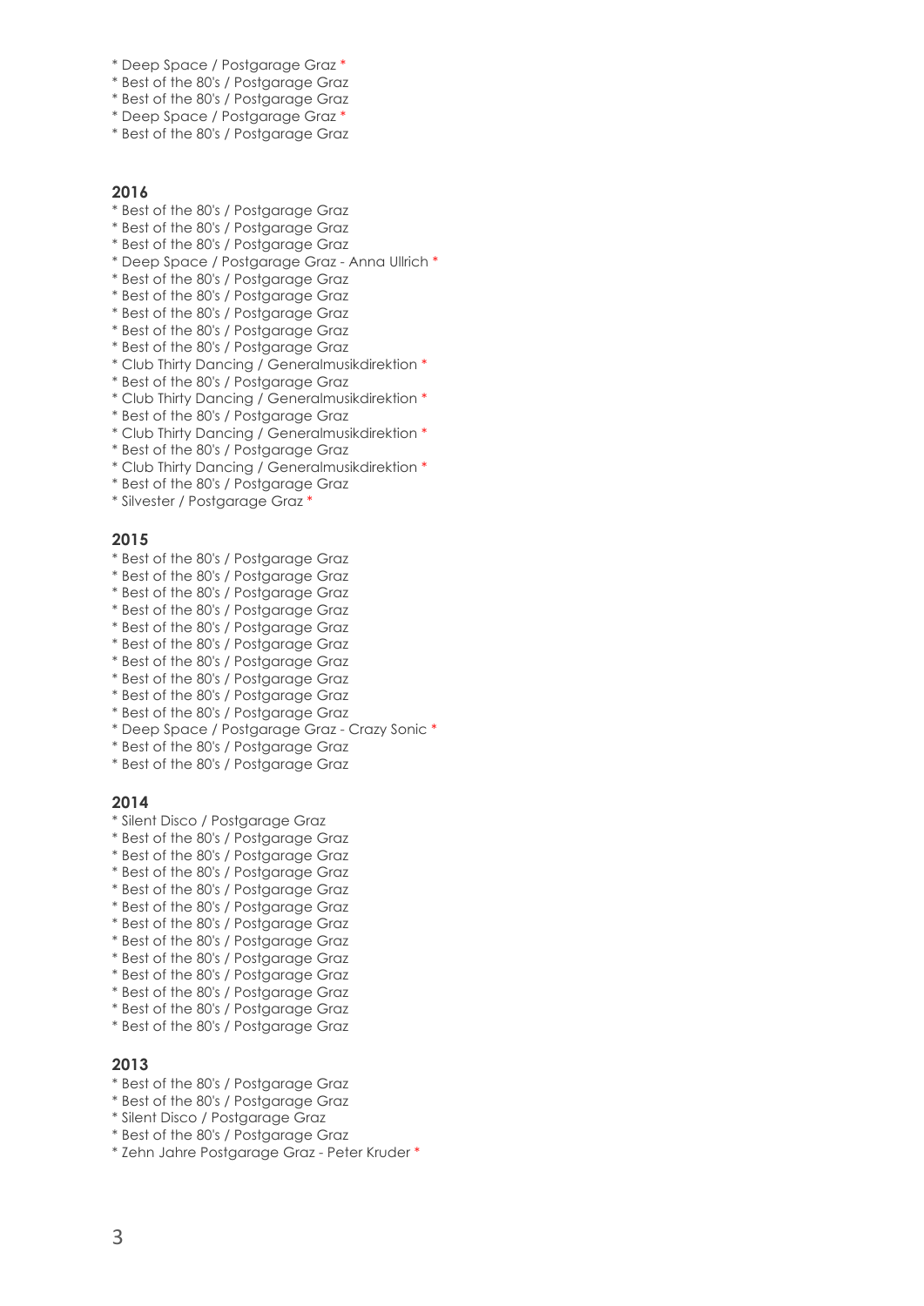* Deep Space / Postgarage Graz *
* Best of the 80's / Postgarage Graz
* Best of the 80's / Postgarage Graz
* Deep Space / Postgarage Graz *
* Best of the 80's / Postgarage Graz

**2016**

* Best of the 80's / Postgarage Graz
* Best of the 80's / Postgarage Graz
* Best of the 80's / Postgarage Graz
* Deep Space / Postgarage Graz - Anna Ullrich *
* Best of the 80's / Postgarage Graz
* Best of the 80's / Postgarage Graz
* Best of the 80's / Postgarage Graz
* Best of the 80's / Postgarage Graz
* Best of the 80's / Postgarage Graz
* Club Thirty Dancing / Generalmusikdirektion *
* Best of the 80's / Postgarage Graz
* Club Thirty Dancing / Generalmusikdirektion *
* Best of the 80's / Postgarage Graz
* Club Thirty Dancing / Generalmusikdirektion *
* Best of the 80's / Postgarage Graz
* Club Thirty Dancing / Generalmusikdirektion *
* Best of the 80's / Postgarage Graz
* Silvester / Postgarage Graz *

**2015**

* Best of the 80's / Postgarage Graz
* Best of the 80's / Postgarage Graz
* Best of the 80's / Postgarage Graz
* Best of the 80's / Postgarage Graz
* Best of the 80's / Postgarage Graz
* Best of the 80's / Postgarage Graz
* Best of the 80's / Postgarage Graz
* Best of the 80's / Postgarage Graz
* Best of the 80's / Postgarage Graz
* Best of the 80's / Postgarage Graz
* Deep Space / Postgarage Graz - Crazy Sonic *
* Best of the 80's / Postgarage Graz
* Best of the 80's / Postgarage Graz

**2014**

* Silent Disco / Postgarage Graz
* Best of the 80's / Postgarage Graz
* Best of the 80's / Postgarage Graz
* Best of the 80's / Postgarage Graz
* Best of the 80's / Postgarage Graz
* Best of the 80's / Postgarage Graz
* Best of the 80's / Postgarage Graz
* Best of the 80's / Postgarage Graz
* Best of the 80's / Postgarage Graz
* Best of the 80's / Postgarage Graz
* Best of the 80's / Postgarage Graz
* Best of the 80's / Postgarage Graz
* Best of the 80's / Postgarage Graz

**2013**

* Best of the 80's / Postgarage Graz
* Best of the 80's / Postgarage Graz
* Silent Disco / Postgarage Graz
* Best of the 80's / Postgarage Graz
* Zehn Jahre Postgarage Graz - Peter Kruder *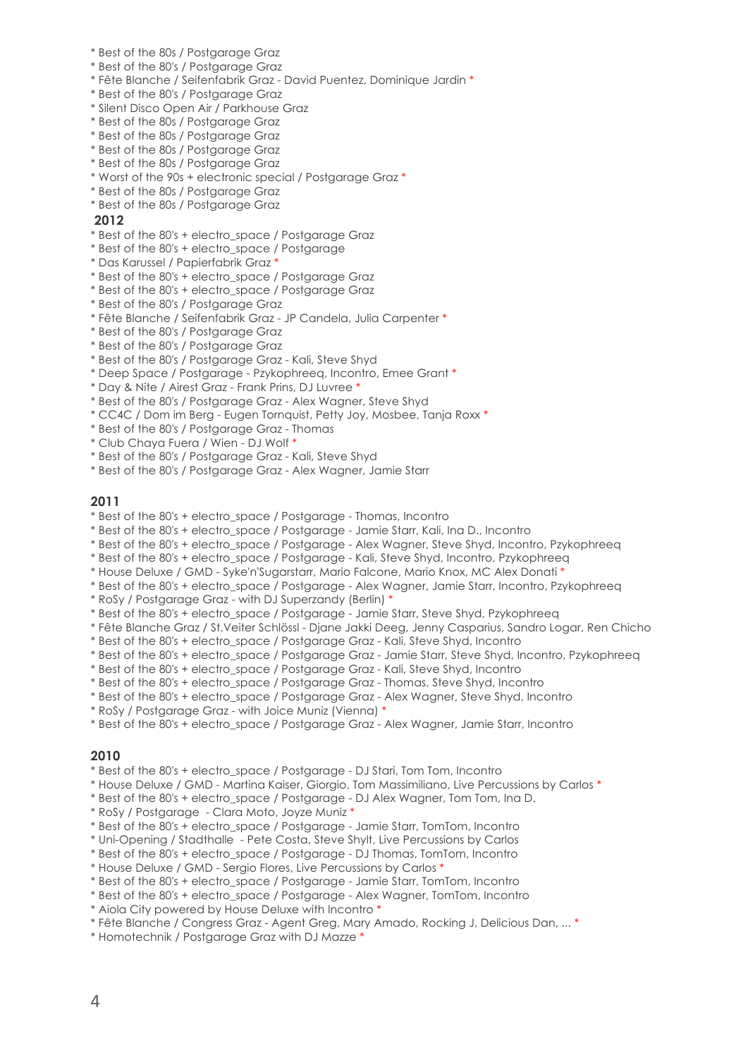* Best of the 80s / Postgarage Graz
* Best of the 80's / Postgarage Graz
* Fête Blanche / Seifenfabrik Graz - David Puentez, Dominique Jardin *
* Best of the 80's / Postgarage Graz
* Silent Disco Open Air / Parkhouse Graz
* Best of the 80s / Postgarage Graz
* Best of the 80s / Postgarage Graz
* Best of the 80s / Postgarage Graz
* Best of the 80s / Postgarage Graz
* Worst of the 90s + electronic special / Postgarage Graz *
* Best of the 80s / Postgarage Graz
* Best of the 80s / Postgarage Graz

**2012**

* Best of the 80's + electro_space / Postgarage Graz
* Best of the 80's + electro_space / Postgarage
* Das Karussel / Papierfabrik Graz *
* Best of the 80's + electro_space / Postgarage Graz
* Best of the 80's + electro_space / Postgarage Graz
* Best of the 80's / Postgarage Graz
* Fête Blanche / Seifenfabrik Graz - JP Candela, Julia Carpenter *
* Best of the 80's / Postgarage Graz
* Best of the 80's / Postgarage Graz
* Best of the 80's / Postgarage Graz - Kali, Steve Shyd
* Deep Space / Postgarage - Pzykophreeq, Incontro, Emee Grant *
* Day & Nite / Airest Graz - Frank Prins, DJ Luvree *
* Best of the 80's / Postgarage Graz - Alex Wagner, Steve Shyd
* CC4C / Dom im Berg - Eugen Tornquist, Petty Joy, Mosbee, Tanja Roxx *
* Best of the 80's / Postgarage Graz - Thomas
* Club Chaya Fuera / Wien - DJ Wolf *
* Best of the 80's / Postgarage Graz - Kali, Steve Shyd
* Best of the 80's / Postgarage Graz - Alex Wagner, Jamie Starr

**2011**

* Best of the 80's + electro_space / Postgarage - Thomas, Incontro
* Best of the 80's + electro_space / Postgarage - Jamie Starr, Kali, Ina D., Incontro
* Best of the 80's + electro_space / Postgarage - Alex Wagner, Steve Shyd, Incontro, Pzykophreeq
* Best of the 80's + electro_space / Postgarage - Kali, Steve Shyd, Incontro, Pzykophreeq
* House Deluxe / GMD - Syke'n'Sugarstarr, Mario Falcone, Mario Knox, MC Alex Donati *
* Best of the 80's + electro_space / Postgarage - Alex Wagner, Jamie Starr, Incontro, Pzykophreeq
* RoSy / Postgarage Graz - with DJ Superzandy (Berlin) *
* Best of the 80's + electro_space / Postgarage - Jamie Starr, Steve Shyd, Pzykophreeq
* Fête Blanche Graz / St.Veiter Schlössl - Djane Jakki Deeg, Jenny Casparius, Sandro Logar, Ren Chicho
* Best of the 80's + electro_space / Postgarage Graz - Kali, Steve Shyd, Incontro
* Best of the 80's + electro_space / Postgarage Graz - Jamie Starr, Steve Shyd, Incontro, Pzykophreeq
* Best of the 80's + electro_space / Postgarage Graz - Kali, Steve Shyd, Incontro
* Best of the 80's + electro_space / Postgarage Graz - Thomas, Steve Shyd, Incontro
* Best of the 80's + electro_space / Postgarage Graz - Alex Wagner, Steve Shyd, Incontro
* RoSy / Postgarage Graz - with Joice Muniz (Vienna) *
* Best of the 80's + electro_space / Postgarage Graz - Alex Wagner, Jamie Starr, Incontro

**2010**

* Best of the 80's + electro_space / Postgarage - DJ Stari, Tom Tom, Incontro
* House Deluxe / GMD - Martina Kaiser, Giorgio, Tom Massimiliano, Live Percussions by Carlos *
* Best of the 80's + electro_space / Postgarage - DJ Alex Wagner, Tom Tom, Ina D.
* RoSy / Postgarage - Clara Moto, Joyze Muniz *
* Best of the 80's + electro_space / Postgarage - Jamie Starr, TomTom, Incontro
* Uni-Opening / Stadthalle - Pete Costa, Steve Shylt, Live Percussions by Carlos
* Best of the 80's + electro_space / Postgarage - DJ Thomas, TomTom, Incontro
* House Deluxe / GMD - Sergio Flores, Live Percussions by Carlos *
* Best of the 80's + electro_space / Postgarage - Jamie Starr, TomTom, Incontro
* Best of the 80's + electro_space / Postgarage - Alex Wagner, TomTom, Incontro
* Aiola City powered by House Deluxe with Incontro *
* Fête Blanche / Congress Graz - Agent Greg, Mary Amado, Rocking J, Delicious Dan, ... *
* Homotechnik / Postgarage Graz with DJ Mazze *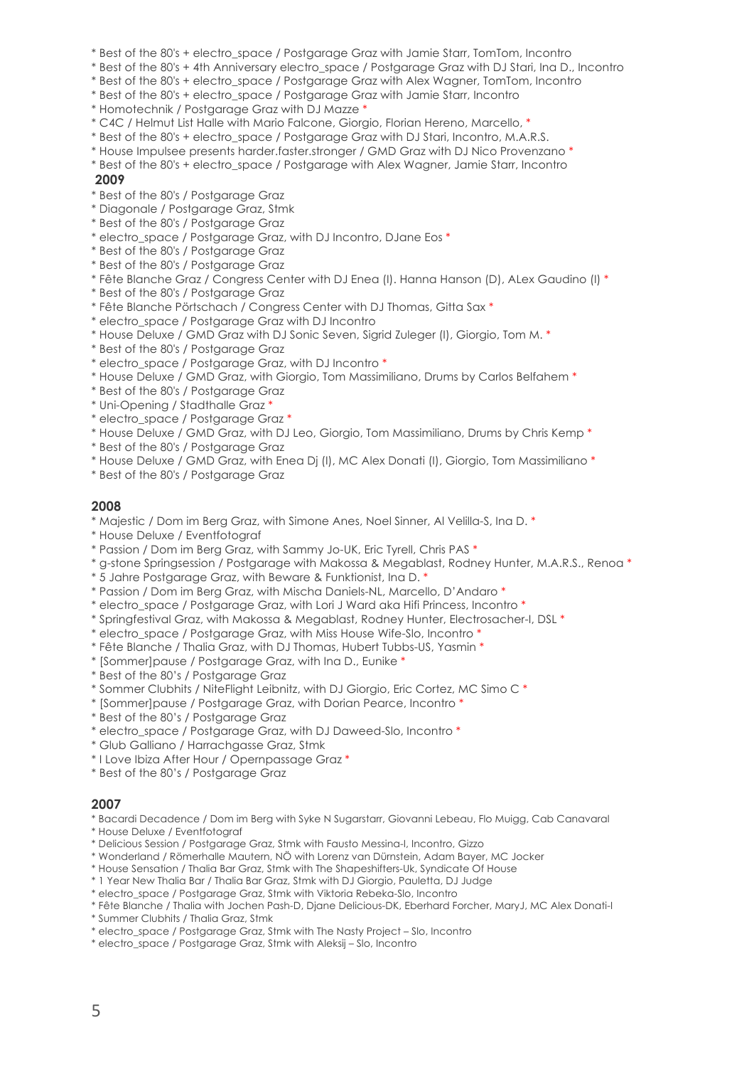* Best of the 80's + electro_space / Postgarage Graz with Jamie Starr, TomTom, Incontro
* Best of the 80's + 4th Anniversary electro_space / Postgarage Graz with DJ Stari, Ina D., Incontro
* Best of the 80's + electro_space / Postgarage Graz with Alex Wagner, TomTom, Incontro
* Best of the 80's + electro_space / Postgarage Graz with Jamie Starr, Incontro
* Homotechnik / Postgarage Graz with DJ Mazze *
* C4C / Helmut List Halle with Mario Falcone, Giorgio, Florian Hereno, Marcello, *
* Best of the 80's + electro_space / Postgarage Graz with DJ Stari, Incontro, M.A.R.S.
* House Impulsee presents harder.faster.stronger / GMD Graz with DJ Nico Provenzano *
* Best of the 80's + electro_space / Postgarage with Alex Wagner, Jamie Starr, Incontro

## 2009

* Best of the 80's / Postgarage Graz
* Diagonale / Postgarage Graz, Stmk
* Best of the 80's / Postgarage Graz
* electro_space / Postgarage Graz, with DJ Incontro, DJane Eos *
* Best of the 80's / Postgarage Graz
* Best of the 80's / Postgarage Graz
* Fête Blanche Graz / Congress Center with DJ Enea (I). Hanna Hanson (D), ALex Gaudino (I) *
* Best of the 80's / Postgarage Graz
* Fête Blanche Pörtschach / Congress Center with DJ Thomas, Gitta Sax *
* electro_space / Postgarage Graz with DJ Incontro
* House Deluxe / GMD Graz with DJ Sonic Seven, Sigrid Zuleger (I), Giorgio, Tom M. *
* Best of the 80's / Postgarage Graz
* electro_space / Postgarage Graz, with DJ Incontro *
* House Deluxe / GMD Graz, with Giorgio, Tom Massimiliano, Drums by Carlos Belfahem *
* Best of the 80's / Postgarage Graz
* Uni-Opening / Stadthalle Graz *
* electro_space / Postgarage Graz *
* House Deluxe / GMD Graz, with DJ Leo, Giorgio, Tom Massimiliano, Drums by Chris Kemp *
* Best of the 80's / Postgarage Graz
* House Deluxe / GMD Graz, with Enea Dj (I), MC Alex Donati (I), Giorgio, Tom Massimiliano *
* Best of the 80's / Postgarage Graz

## 2008

* Majestic / Dom im Berg Graz, with Simone Anes, Noel Sinner, Al Velilla-S, Ina D. *
* House Deluxe / Eventfotograf
* Passion / Dom im Berg Graz, with Sammy Jo-UK, Eric Tyrell, Chris PAS *
* g-stone Springsession / Postgarage with Makossa & Megablast, Rodney Hunter, M.A.R.S., Renoa *
* 5 Jahre Postgarage Graz, with Beware & Funktionist, Ina D. *
* Passion / Dom im Berg Graz, with Mischa Daniels-NL, Marcello, D'Andaro *
* electro_space / Postgarage Graz, with Lori J Ward aka Hifi Princess, Incontro *
* Springfestival Graz, with Makossa & Megablast, Rodney Hunter, Electrosacher-I, DSL *
* electro_space / Postgarage Graz, with Miss House Wife-Slo, Incontro *
* Fête Blanche / Thalia Graz, with DJ Thomas, Hubert Tubbs-US, Yasmin *
* [Sommer]pause / Postgarage Graz, with Ina D., Eunike *
* Best of the 80's / Postgarage Graz
* Sommer Clubhits / NiteFlight Leibnitz, with DJ Giorgio, Eric Cortez, MC Simo C *
* [Sommer]pause / Postgarage Graz, with Dorian Pearce, Incontro *
* Best of the 80's / Postgarage Graz
* electro_space / Postgarage Graz, with DJ Daweed-Slo, Incontro *
* Glub Galliano / Harrachgasse Graz, Stmk
* I Love Ibiza After Hour / Opernpassage Graz *
* Best of the 80's / Postgarage Graz

## 2007

* Bacardi Decadence / Dom im Berg with Syke N Sugarstarr, Giovanni Lebeau, Flo Muigg, Cab Canavaral
* House Deluxe / Eventfotograf
* Delicious Session / Postgarage Graz, Stmk with Fausto Messina-I, Incontro, Gizzo
* Wonderland / Römerhalle Mautern, NÖ with Lorenz van Dürnstein, Adam Bayer, MC Jocker
* House Sensation / Thalia Bar Graz, Stmk with The Shapeshifters-Uk, Syndicate Of House
* 1 Year New Thalia Bar / Thalia Bar Graz, Stmk with DJ Giorgio, Pauletta, DJ Judge
* electro_space / Postgarage Graz, Stmk with Viktoria Rebeka-Slo, Incontro
* Fête Blanche / Thalia with Jochen Pash-D, Djane Delicious-DK, Eberhard Forcher, MaryJ, MC Alex Donati-I
* Summer Clubhits / Thalia Graz, Stmk
* electro_space / Postgarage Graz, Stmk with The Nasty Project – Slo, Incontro
* electro_space / Postgarage Graz, Stmk with Aleksij – Slo, Incontro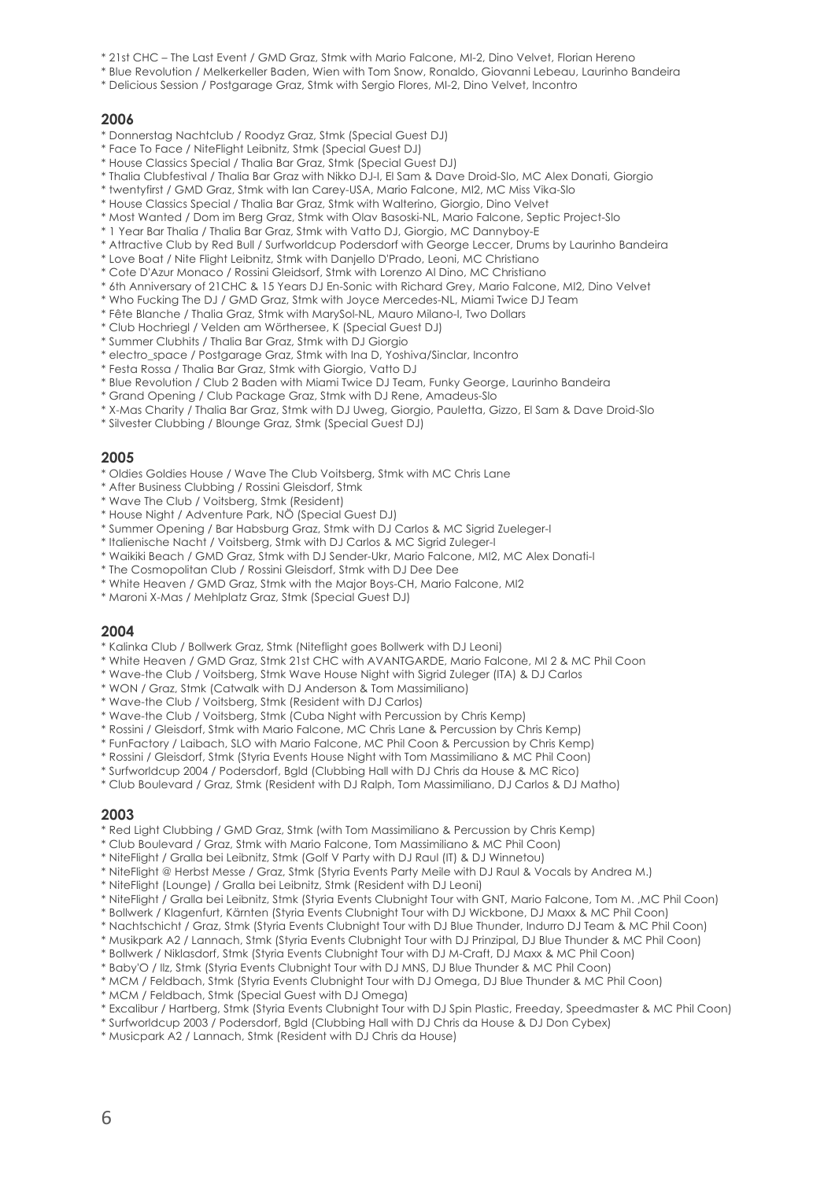* 21st CHC – The Last Event / GMD Graz, Stmk with Mario Falcone, MI-2, Dino Velvet, Florian Hereno
* Blue Revolution / Melkerkeller Baden, Wien with Tom Snow, Ronaldo, Giovanni Lebeau, Laurinho Bandeira
* Delicious Session / Postgarage Graz, Stmk with Sergio Flores, MI-2, Dino Velvet, Incontro

## 2006

* Donnerstag Nachtclub / Roodyz Graz, Stmk (Special Guest DJ)
* Face To Face / NiteFlight Leibnitz, Stmk (Special Guest DJ)
* House Classics Special / Thalia Bar Graz, Stmk (Special Guest DJ)
* Thalia Clubfestival / Thalia Bar Graz with Nikko DJ-I, El Sam & Dave Droid-Slo, MC Alex Donati, Giorgio
* twentyfirst / GMD Graz, Stmk with Ian Carey-USA, Mario Falcone, MI2, MC Miss Vika-Slo
* House Classics Special / Thalia Bar Graz, Stmk with Walterino, Giorgio, Dino Velvet
* Most Wanted / Dom im Berg Graz, Stmk with Olav Basoski-NL, Mario Falcone, Septic Project-Slo
* 1 Year Bar Thalia / Thalia Bar Graz, Stmk with Vatto DJ, Giorgio, MC Dannyboy-E
* Attractive Club by Red Bull / Surfworldcup Podersdorf with George Leccer, Drums by Laurinho Bandeira
* Love Boat / Nite Flight Leibnitz, Stmk with Danjello D'Prado, Leoni, MC Christiano
* Cote D'Azur Monaco / Rossini Gleisdorf, Stmk with Lorenzo Al Dino, MC Christiano
* 6th Anniversary of 21CHC & 15 Years DJ En-Sonic with Richard Grey, Mario Falcone, MI2, Dino Velvet
* Who Fucking The DJ / GMD Graz, Stmk with Joyce Mercedes-NL, Miami Twice DJ Team
* Fête Blanche / Thalia Graz, Stmk with MarySol-NL, Mauro Milano-I, Two Dollars
* Club Hochriegl / Velden am Wörthersee, K (Special Guest DJ)
* Summer Clubhits / Thalia Bar Graz, Stmk with DJ Giorgio
* electro_space / Postgarage Graz, Stmk with Ina D, Yoshiva/Sinclar, Incontro
* Festa Rossa / Thalia Bar Graz, Stmk with Giorgio, Vatto DJ
* Blue Revolution / Club 2 Baden with Miami Twice DJ Team, Funky George, Laurinho Bandeira
* Grand Opening / Club Package Graz, Stmk with DJ Rene, Amadeus-Slo
* X-Mas Charity / Thalia Bar Graz, Stmk with DJ Uweg, Giorgio, Pauletta, Gizzo, El Sam & Dave Droid-Slo
* Silvester Clubbing / Blounge Graz, Stmk (Special Guest DJ)

## 2005

* Oldies Goldies House / Wave The Club Voitsberg, Stmk with MC Chris Lane
* After Business Clubbing / Rossini Gleisdorf, Stmk
* Wave The Club / Voitsberg, Stmk (Resident)
* House Night / Adventure Park, NÖ (Special Guest DJ)
* Summer Opening / Bar Habsburg Graz, Stmk with DJ Carlos & MC Sigrid Zueleger-I
* Italienische Nacht / Voitsberg, Stmk with DJ Carlos & MC Sigrid Zuleger-I
* Waikiki Beach / GMD Graz, Stmk with DJ Sender-Ukr, Mario Falcone, MI2, MC Alex Donati-I
* The Cosmopolitan Club / Rossini Gleisdorf, Stmk with DJ Dee Dee
* White Heaven / GMD Graz, Stmk with the Major Boys-CH, Mario Falcone, MI2
* Maroni X-Mas / Mehlplatz Graz, Stmk (Special Guest DJ)

## 2004

* Kalinka Club / Bollwerk Graz, Stmk (Niteflight goes Bollwerk with DJ Leoni)
* White Heaven / GMD Graz, Stmk 21st CHC with AVANTGARDE, Mario Falcone, MI 2 & MC Phil Coon
* Wave-the Club / Voitsberg, Stmk Wave House Night with Sigrid Zuleger (ITA) & DJ Carlos
* WON / Graz, Stmk (Catwalk with DJ Anderson & Tom Massimiliano)
* Wave-the Club / Voitsberg, Stmk (Resident with DJ Carlos)
* Wave-the Club / Voitsberg, Stmk (Cuba Night with Percussion by Chris Kemp)
* Rossini / Gleisdorf, Stmk with Mario Falcone, MC Chris Lane & Percussion by Chris Kemp)
* FunFactory / Laibach, SLO with Mario Falcone, MC Phil Coon & Percussion by Chris Kemp)
* Rossini / Gleisdorf, Stmk (Styria Events House Night with Tom Massimiliano & MC Phil Coon)
* Surfworldcup 2004 / Podersdorf, Bgld (Clubbing Hall with DJ Chris da House & MC Rico)
* Club Boulevard / Graz, Stmk (Resident with DJ Ralph, Tom Massimiliano, DJ Carlos & DJ Matho)

## 2003

* Red Light Clubbing / GMD Graz, Stmk (with Tom Massimiliano & Percussion by Chris Kemp)
* Club Boulevard / Graz, Stmk with Mario Falcone, Tom Massimiliano & MC Phil Coon)
* NiteFlight / Gralla bei Leibnitz, Stmk (Golf V Party with DJ Raul (IT) & DJ Winnetou)
* NiteFlight @ Herbst Messe / Graz, Stmk (Styria Events Party Meile with DJ Raul & Vocals by Andrea M.)
* NiteFlight (Lounge) / Gralla bei Leibnitz, Stmk (Resident with DJ Leoni)
* NiteFlight / Gralla bei Leibnitz, Stmk (Styria Events Clubnight Tour with GNT, Mario Falcone, Tom M. ,MC Phil Coon)
* Bollwerk / Klagenfurt, Kärnten (Styria Events Clubnight Tour with DJ Wickbone, DJ Maxx & MC Phil Coon)
* Nachtschicht / Graz, Stmk (Styria Events Clubnight Tour with DJ Blue Thunder, Indurro DJ Team & MC Phil Coon)
* Musikpark A2 / Lannach, Stmk (Styria Events Clubnight Tour with DJ Prinzipal, DJ Blue Thunder & MC Phil Coon)
* Bollwerk / Niklasdorf, Stmk (Styria Events Clubnight Tour with DJ M-Craft, DJ Maxx & MC Phil Coon)
* Baby'O / Ilz, Stmk (Styria Events Clubnight Tour with DJ MNS, DJ Blue Thunder & MC Phil Coon)
* MCM / Feldbach, Stmk (Styria Events Clubnight Tour with DJ Omega, DJ Blue Thunder & MC Phil Coon)
* MCM / Feldbach, Stmk (Special Guest with DJ Omega)
* Excalibur / Hartberg, Stmk (Styria Events Clubnight Tour with DJ Spin Plastic, Freeday, Speedmaster & MC Phil Coon)
* Surfworldcup 2003 / Podersdorf, Bgld (Clubbing Hall with DJ Chris da House & DJ Don Cybex)
* Musicpark A2 / Lannach, Stmk (Resident with DJ Chris da House)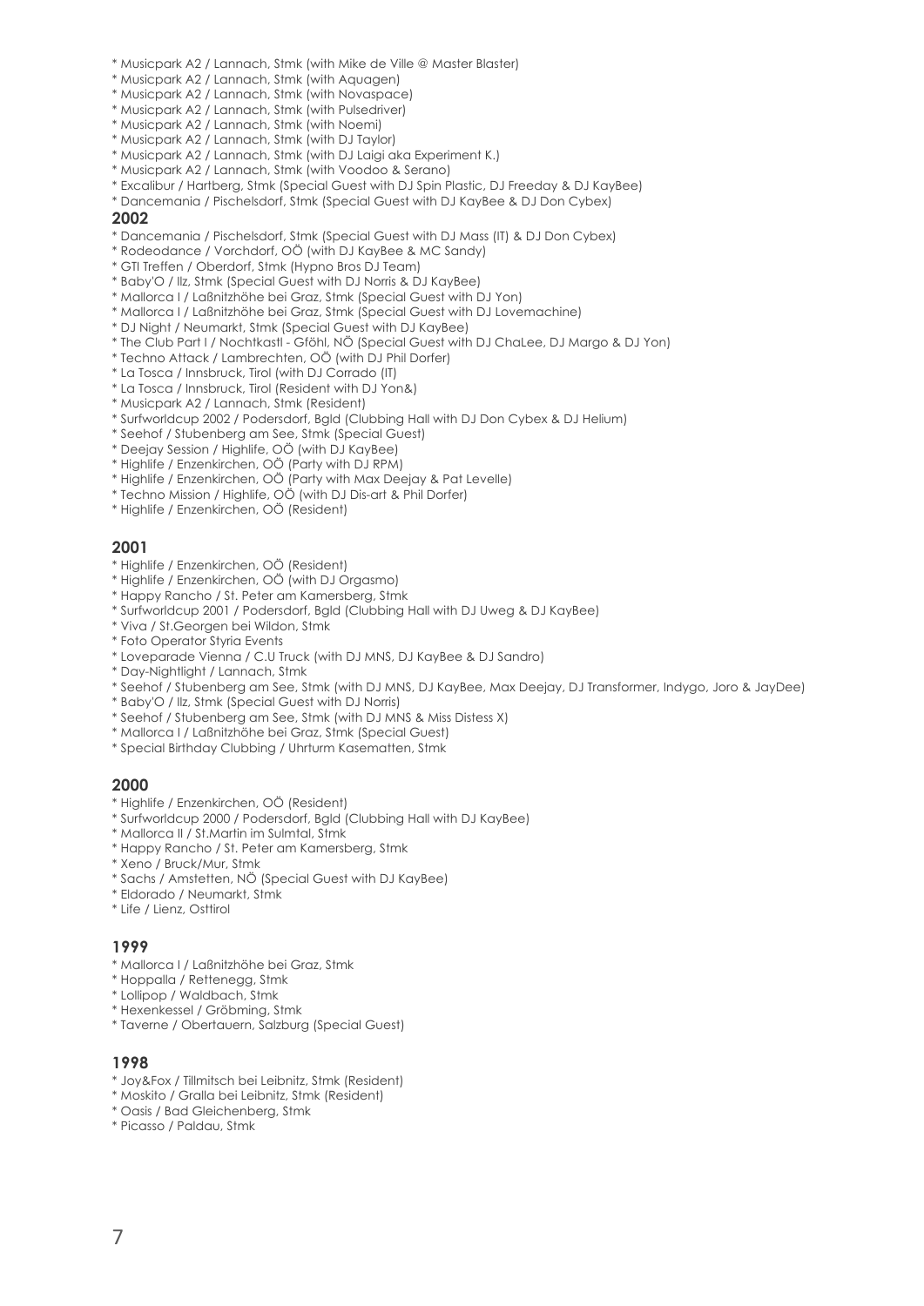\* Musicpark A2 / Lannach, Stmk (with Mike de Ville @ Master Blaster)
\* Musicpark A2 / Lannach, Stmk (with Aquagen)
\* Musicpark A2 / Lannach, Stmk (with Novaspace)
\* Musicpark A2 / Lannach, Stmk (with Pulsedriver)
\* Musicpark A2 / Lannach, Stmk (with Noemi)
\* Musicpark A2 / Lannach, Stmk (with DJ Taylor)
\* Musicpark A2 / Lannach, Stmk (with DJ Laigi aka Experiment K.)
\* Musicpark A2 / Lannach, Stmk (with Voodoo & Serano)
\* Excalibur / Hartberg, Stmk (Special Guest with DJ Spin Plastic, DJ Freeday & DJ KayBee)
\* Dancemania / Pischelsdorf, Stmk (Special Guest with DJ KayBee & DJ Don Cybex)

**2002**

\* Dancemania / Pischelsdorf, Stmk (Special Guest with DJ Mass (IT) & DJ Don Cybex)
\* Rodeodance / Vorchdorf, OÖ (with DJ KayBee & MC Sandy)
\* GTI Treffen / Oberdorf, Stmk (Hypno Bros DJ Team)
\* Baby'O / Ilz, Stmk (Special Guest with DJ Norris & DJ KayBee)
\* Mallorca I / Laßnitzhöhe bei Graz, Stmk (Special Guest with DJ Yon)
\* Mallorca I / Laßnitzhöhe bei Graz, Stmk (Special Guest with DJ Lovemachine)
\* DJ Night / Neumarkt, Stmk (Special Guest with DJ KayBee)
\* The Club Part I / Nochtkastl - Gföhl, NÖ (Special Guest with DJ ChaLee, DJ Margo & DJ Yon)
\* Techno Attack / Lambrechten, OÖ (with DJ Phil Dorfer)
\* La Tosca / Innsbruck, Tirol (with DJ Corrado (IT)
\* La Tosca / Innsbruck, Tirol (Resident with DJ Yon&)
\* Musicpark A2 / Lannach, Stmk (Resident)
\* Surfworldcup 2002 / Podersdorf, Bgld (Clubbing Hall with DJ Don Cybex & DJ Helium)
\* Seehof / Stubenberg am See, Stmk (Special Guest)
\* Deejay Session / Highlife, OÖ (with DJ KayBee)
\* Highlife / Enzenkirchen, OÖ (Party with DJ RPM)
\* Highlife / Enzenkirchen, OÖ (Party with Max Deejay & Pat Levelle)
\* Techno Mission / Highlife, OÖ (with DJ Dis-art & Phil Dorfer)
\* Highlife / Enzenkirchen, OÖ (Resident)

**2001**

\* Highlife / Enzenkirchen, OÖ (Resident)
\* Highlife / Enzenkirchen, OÖ (with DJ Orgasmo)
\* Happy Rancho / St. Peter am Kamersberg, Stmk
\* Surfworldcup 2001 / Podersdorf, Bgld (Clubbing Hall with DJ Uweg & DJ KayBee)
\* Viva / St.Georgen bei Wildon, Stmk
\* Foto Operator Styria Events
\* Loveparade Vienna / C.U Truck (with DJ MNS, DJ KayBee & DJ Sandro)
\* Day-Nightlight / Lannach, Stmk
\* Seehof / Stubenberg am See, Stmk (with DJ MNS, DJ KayBee, Max Deejay, DJ Transformer, Indygo, Joro & JayDee)
\* Baby'O / Ilz, Stmk (Special Guest with DJ Norris)
\* Seehof / Stubenberg am See, Stmk (with DJ MNS & Miss Distess X)
\* Mallorca I / Laßnitzhöhe bei Graz, Stmk (Special Guest)
\* Special Birthday Clubbing / Uhrturm Kasematten, Stmk

**2000**

\* Highlife / Enzenkirchen, OÖ (Resident)
\* Surfworldcup 2000 / Podersdorf, Bgld (Clubbing Hall with DJ KayBee)
\* Mallorca II / St.Martin im Sulmtal, Stmk
\* Happy Rancho / St. Peter am Kamersberg, Stmk
\* Xeno / Bruck/Mur, Stmk
\* Sachs / Amstetten, NÖ (Special Guest with DJ KayBee)
\* Eldorado / Neumarkt, Stmk
\* Life / Lienz, Osttirol

**1999**

\* Mallorca I / Laßnitzhöhe bei Graz, Stmk
\* Hoppalla / Rettenegg, Stmk
\* Lollipop / Waldbach, Stmk
\* Hexenkessel / Gröbming, Stmk
\* Taverne / Obertauern, Salzburg (Special Guest)

**1998**

\* Joy&Fox / Tillmitsch bei Leibnitz, Stmk (Resident)
\* Moskito / Gralla bei Leibnitz, Stmk (Resident)
\* Oasis / Bad Gleichenberg, Stmk
\* Picasso / Paldau, Stmk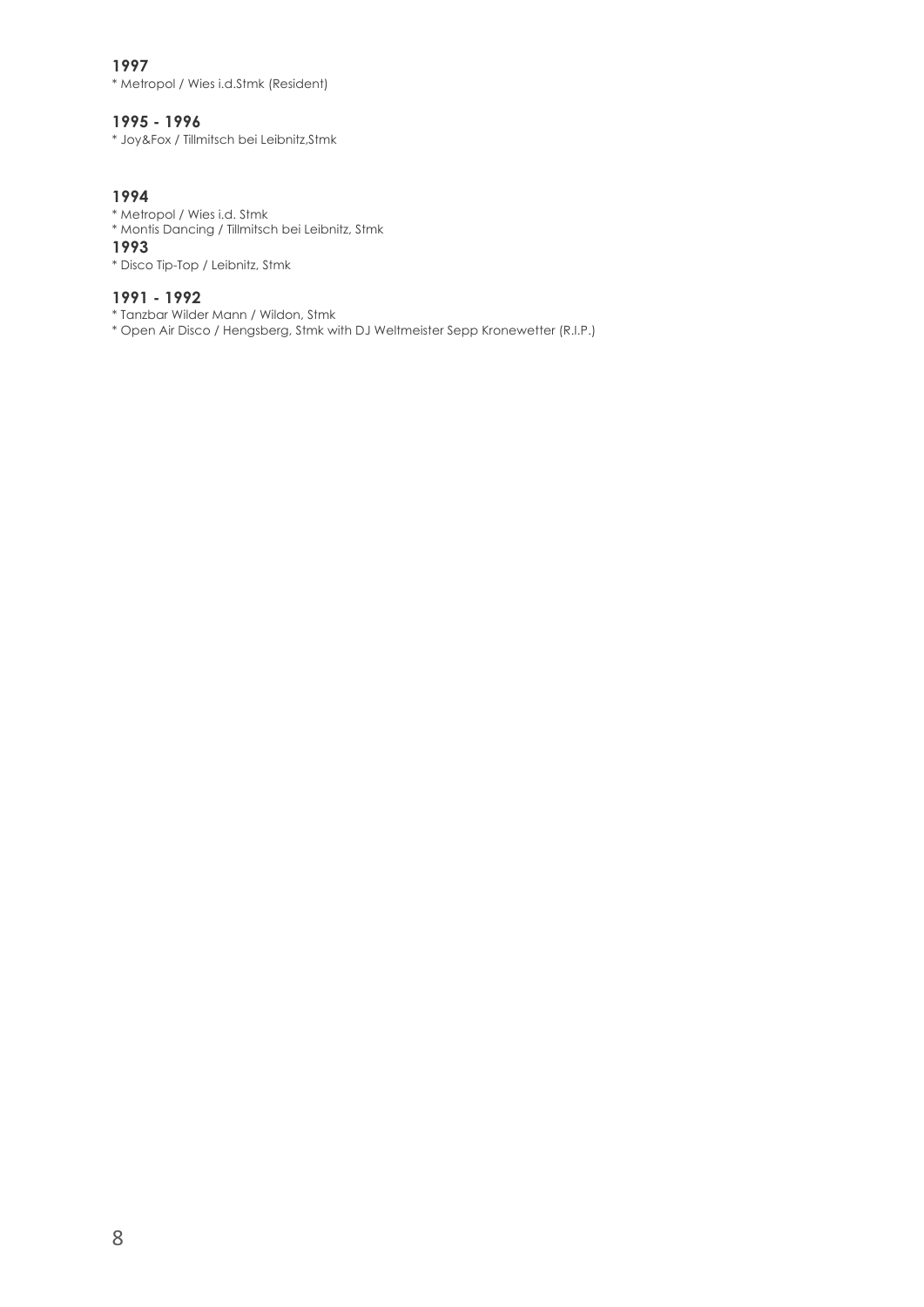**1997**

* Metropol / Wies i.d.Stmk (Resident)

**1995 - 1996**

* Joy&Fox / Tillmitsch bei Leibnitz,Stmk

**1994**

* Metropol / Wies i.d. Stmk
* Montis Dancing / Tillmitsch bei Leibnitz, Stmk

**1993**

* Disco Tip-Top / Leibnitz, Stmk

**1991 - 1992**

* Tanzbar Wilder Mann / Wildon, Stmk
* Open Air Disco / Hengsberg, Stmk with DJ Weltmeister Sepp Kronewetter (R.I.P.)